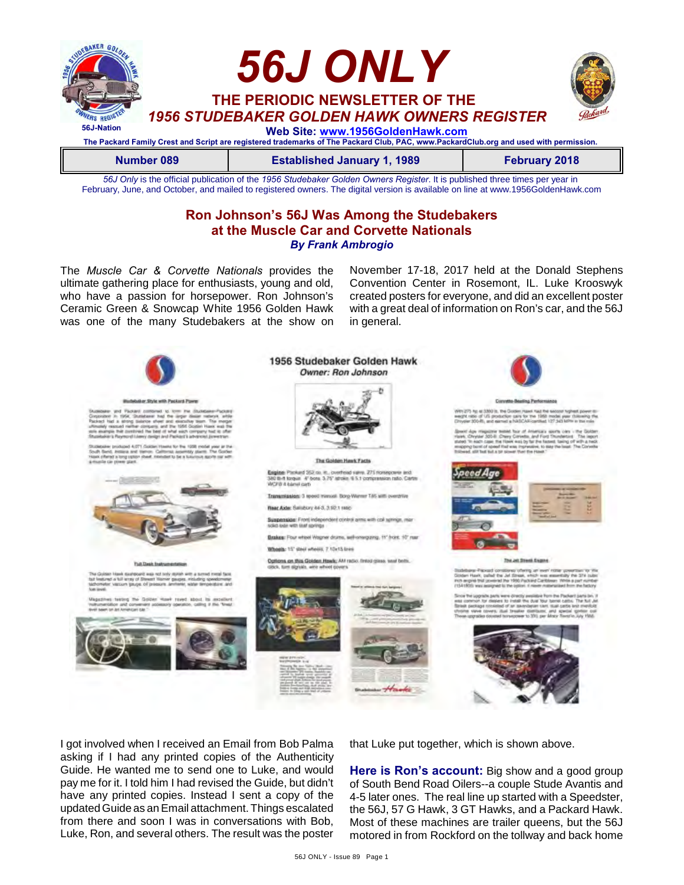# 56J ONLY

## THE PERIODIC NEWSLETTER OF THE *1956 STUDEBAKER GOLDEN HAWK OWNERS REGISTER*

56J-Nation

**Web Site: www.1956GoldenHawk.com**

**The Packard Family Crest and Script are registered trademarks of The Packard Club, PAC, www.PackardClub.org and used with permission.**

| Number 089 | Established January 1, 1989 | February 2018 |
| --- | --- | --- |

*56J Only* is the official publication of the *1956 Studebaker Golden Owners Register*. It is published three times per year in February, June, and October, and mailed to registered owners. The digital version is available on line at www.1956GoldenHawk.com

## Ron Johnson's 56J Was Among the Studebakers at the Muscle Car and Corvette Nationals

***By Frank Ambrogio***

The *Muscle Car & Corvette Nationals* provides the ultimate gathering place for enthusiasts, young and old, who have a passion for horsepower. Ron Johnson's Ceramic Green & Snowcap White 1956 Golden Hawk was one of the many Studebakers at the show on November 17-18, 2017 held at the Donald Stephens Convention Center in Rosemont, IL. Luke Krooswyk created posters for everyone, and did an excellent poster with a great deal of information on Ron's car, and the 56J in general.

I got involved when I received an Email from Bob Palma asking if I had any printed copies of the Authenticity Guide. He wanted me to send one to Luke, and would pay me for it. I told him I had revised the Guide, but didn't have any printed copies. Instead I sent a copy of the updated Guide as an Email attachment. Things escalated from there and soon I was in conversations with Bob, Luke, Ron, and several others. The result was the poster that Luke put together, which is shown above.

**Here is Ron's account:** Big show and a good group of South Bend Road Oilers--a couple Stude Avantis and 4-5 later ones. The real line up started with a Speedster, the 56J, 57 G Hawk, 3 GT Hawks, and a Packard Hawk. Most of these machines are trailer queens, but the 56J motored in from Rockford on the tollway and back home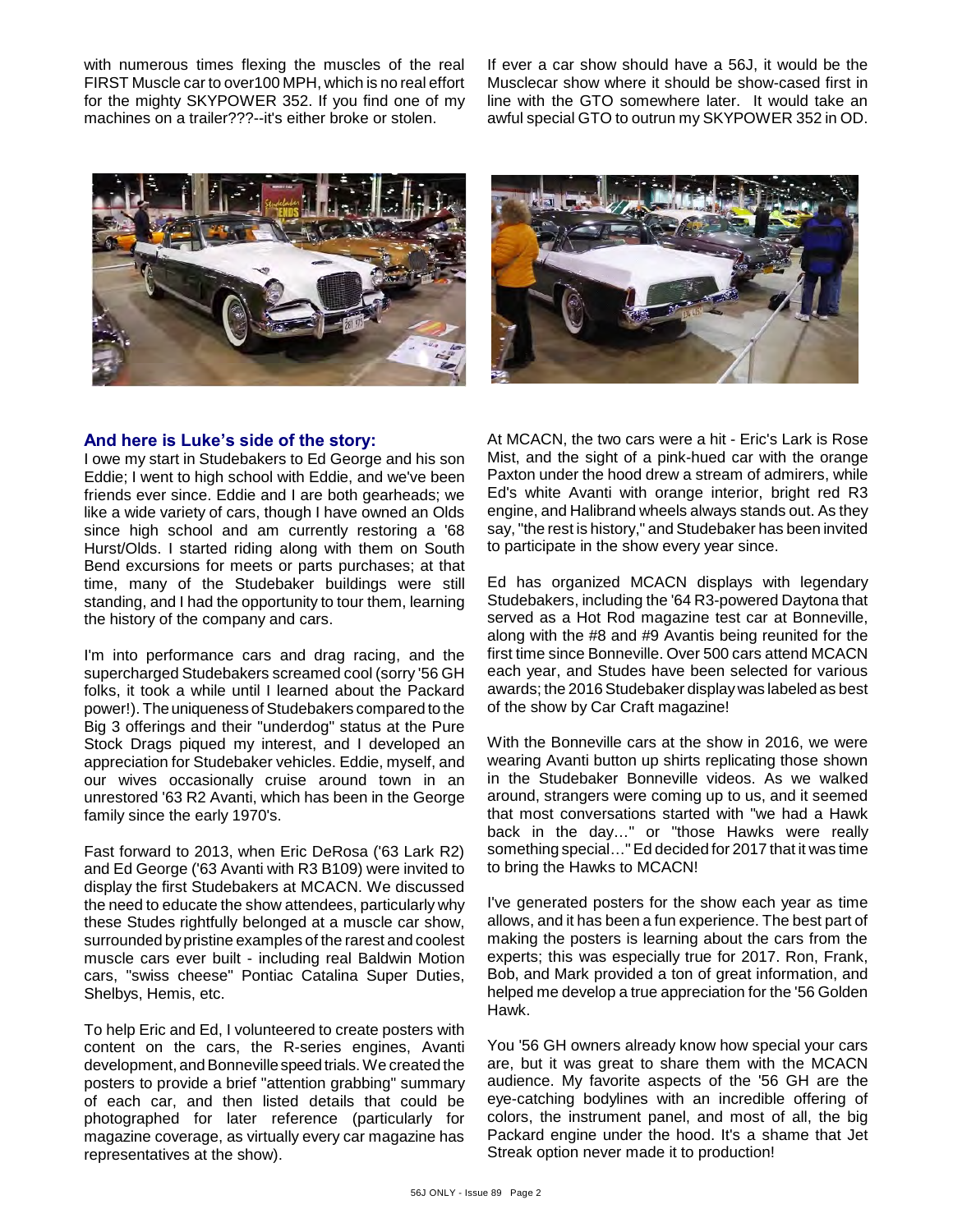with numerous times flexing the muscles of the real FIRST Muscle car to over100 MPH, which is no real effort for the mighty SKYPOWER 352. If you find one of my machines on a trailer???--it's either broke or stolen.

If ever a car show should have a 56J, it would be the Musclecar show where it should be show-cased first in line with the GTO somewhere later. It would take an awful special GTO to outrun my SKYPOWER 352 in OD.

### And here is Luke's side of the story:

I owe my start in Studebakers to Ed George and his son Eddie; I went to high school with Eddie, and we've been friends ever since. Eddie and I are both gearheads; we like a wide variety of cars, though I have owned an Olds since high school and am currently restoring a '68 Hurst/Olds. I started riding along with them on South Bend excursions for meets or parts purchases; at that time, many of the Studebaker buildings were still standing, and I had the opportunity to tour them, learning the history of the company and cars.

I'm into performance cars and drag racing, and the supercharged Studebakers screamed cool (sorry '56 GH folks, it took a while until I learned about the Packard power!). The uniqueness of Studebakers compared to the Big 3 offerings and their "underdog" status at the Pure Stock Drags piqued my interest, and I developed an appreciation for Studebaker vehicles. Eddie, myself, and our wives occasionally cruise around town in an unrestored '63 R2 Avanti, which has been in the George family since the early 1970's.

Fast forward to 2013, when Eric DeRosa ('63 Lark R2) and Ed George ('63 Avanti with R3 B109) were invited to display the first Studebakers at MCACN. We discussed the need to educate the show attendees, particularly why these Studes rightfully belonged at a muscle car show, surrounded by pristine examples of the rarest and coolest muscle cars ever built - including real Baldwin Motion cars, "swiss cheese" Pontiac Catalina Super Duties, Shelbys, Hemis, etc.

To help Eric and Ed, I volunteered to create posters with content on the cars, the R-series engines, Avanti development, and Bonneville speed trials. We created the posters to provide a brief "attention grabbing" summary of each car, and then listed details that could be photographed for later reference (particularly for magazine coverage, as virtually every car magazine has representatives at the show).

At MCACN, the two cars were a hit - Eric's Lark is Rose Mist, and the sight of a pink-hued car with the orange Paxton under the hood drew a stream of admirers, while Ed's white Avanti with orange interior, bright red R3 engine, and Halibrand wheels always stands out. As they say, "the rest is history," and Studebaker has been invited to participate in the show every year since.

Ed has organized MCACN displays with legendary Studebakers, including the '64 R3-powered Daytona that served as a Hot Rod magazine test car at Bonneville, along with the #8 and #9 Avantis being reunited for the first time since Bonneville. Over 500 cars attend MCACN each year, and Studes have been selected for various awards; the 2016 Studebaker display was labeled as best of the show by Car Craft magazine!

With the Bonneville cars at the show in 2016, we were wearing Avanti button up shirts replicating those shown in the Studebaker Bonneville videos. As we walked around, strangers were coming up to us, and it seemed that most conversations started with "we had a Hawk back in the day…" or "those Hawks were really something special…" Ed decided for 2017 that it was time to bring the Hawks to MCACN!

I've generated posters for the show each year as time allows, and it has been a fun experience. The best part of making the posters is learning about the cars from the experts; this was especially true for 2017. Ron, Frank, Bob, and Mark provided a ton of great information, and helped me develop a true appreciation for the '56 Golden Hawk.

You '56 GH owners already know how special your cars are, but it was great to share them with the MCACN audience. My favorite aspects of the '56 GH are the eye-catching bodylines with an incredible offering of colors, the instrument panel, and most of all, the big Packard engine under the hood. It's a shame that Jet Streak option never made it to production!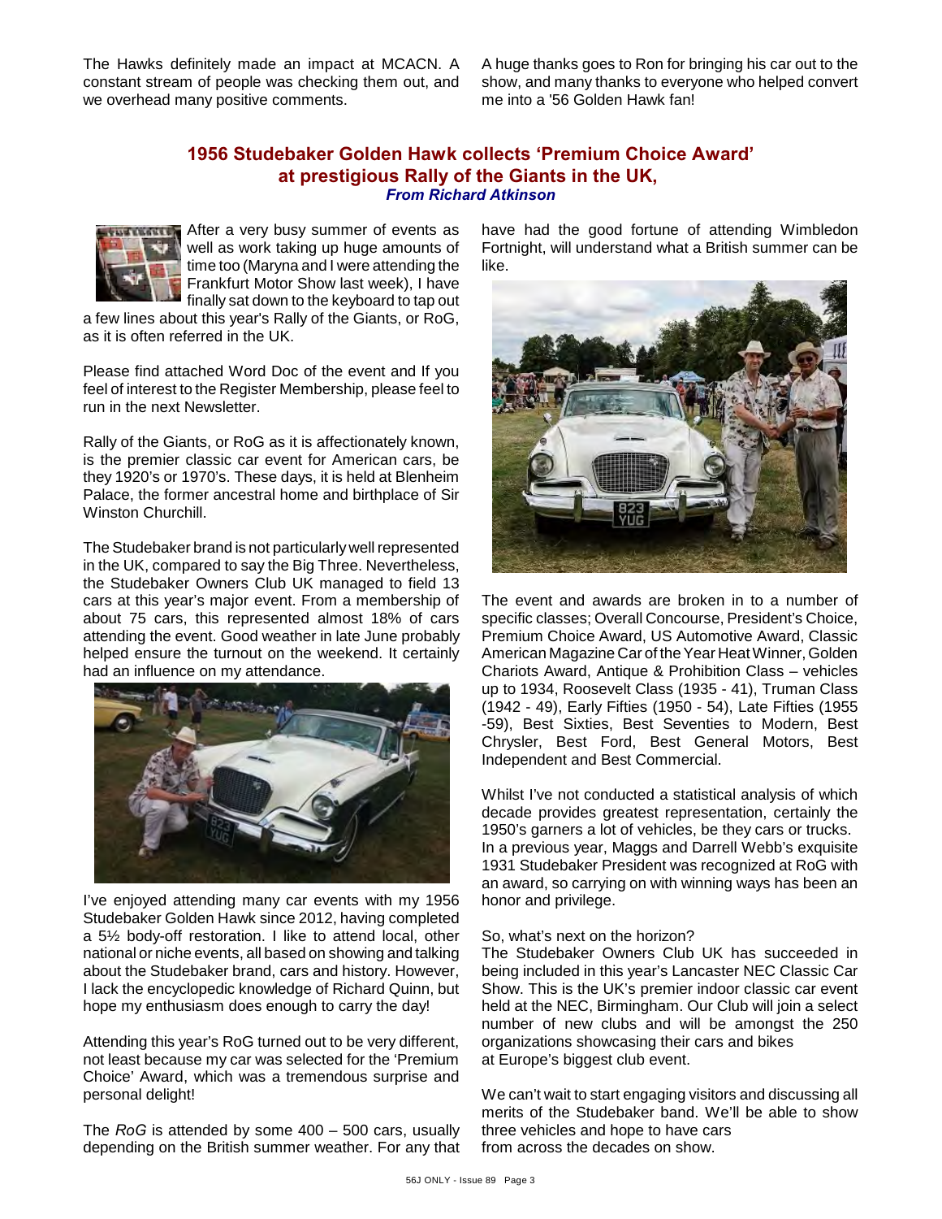The Hawks definitely made an impact at MCACN. A constant stream of people was checking them out, and we overhead many positive comments.

A huge thanks goes to Ron for bringing his car out to the show, and many thanks to everyone who helped convert me into a '56 Golden Hawk fan!

## 1956 Studebaker Golden Hawk collects 'Premium Choice Award' at prestigious Rally of the Giants in the UK,

***From Richard Atkinson***

After a very busy summer of events as well as work taking up huge amounts of time too (Maryna and I were attending the Frankfurt Motor Show last week), I have finally sat down to the keyboard to tap out a few lines about this year's Rally of the Giants, or RoG, as it is often referred in the UK.

Please find attached Word Doc of the event and If you feel of interest to the Register Membership, please feel to run in the next Newsletter.

Rally of the Giants, or RoG as it is affectionately known, is the premier classic car event for American cars, be they 1920's or 1970's. These days, it is held at Blenheim Palace, the former ancestral home and birthplace of Sir Winston Churchill.

The Studebaker brand is not particularly well represented in the UK, compared to say the Big Three. Nevertheless, the Studebaker Owners Club UK managed to field 13 cars at this year's major event. From a membership of about 75 cars, this represented almost 18% of cars attending the event. Good weather in late June probably helped ensure the turnout on the weekend. It certainly had an influence on my attendance.

I've enjoyed attending many car events with my 1956 Studebaker Golden Hawk since 2012, having completed a 5½ body-off restoration. I like to attend local, other national or niche events, all based on showing and talking about the Studebaker brand, cars and history. However, I lack the encyclopedic knowledge of Richard Quinn, but hope my enthusiasm does enough to carry the day!

Attending this year's RoG turned out to be very different, not least because my car was selected for the 'Premium Choice' Award, which was a tremendous surprise and personal delight!

The *RoG* is attended by some 400 – 500 cars, usually depending on the British summer weather. For any that have had the good fortune of attending Wimbledon Fortnight, will understand what a British summer can be like.

The event and awards are broken in to a number of specific classes; Overall Concourse, President's Choice, Premium Choice Award, US Automotive Award, Classic American Magazine Car of the Year Heat Winner, Golden Chariots Award, Antique & Prohibition Class – vehicles up to 1934, Roosevelt Class (1935 - 41), Truman Class (1942 - 49), Early Fifties (1950 - 54), Late Fifties (1955 -59), Best Sixties, Best Seventies to Modern, Best Chrysler, Best Ford, Best General Motors, Best Independent and Best Commercial.

Whilst I've not conducted a statistical analysis of which decade provides greatest representation, certainly the 1950's garners a lot of vehicles, be they cars or trucks. In a previous year, Maggs and Darrell Webb's exquisite 1931 Studebaker President was recognized at RoG with an award, so carrying on with winning ways has been an honor and privilege.

So, what's next on the horizon?

The Studebaker Owners Club UK has succeeded in being included in this year's Lancaster NEC Classic Car Show. This is the UK's premier indoor classic car event held at the NEC, Birmingham. Our Club will join a select number of new clubs and will be amongst the 250 organizations showcasing their cars and bikes at Europe's biggest club event.

We can't wait to start engaging visitors and discussing all merits of the Studebaker band. We'll be able to show three vehicles and hope to have cars from across the decades on show.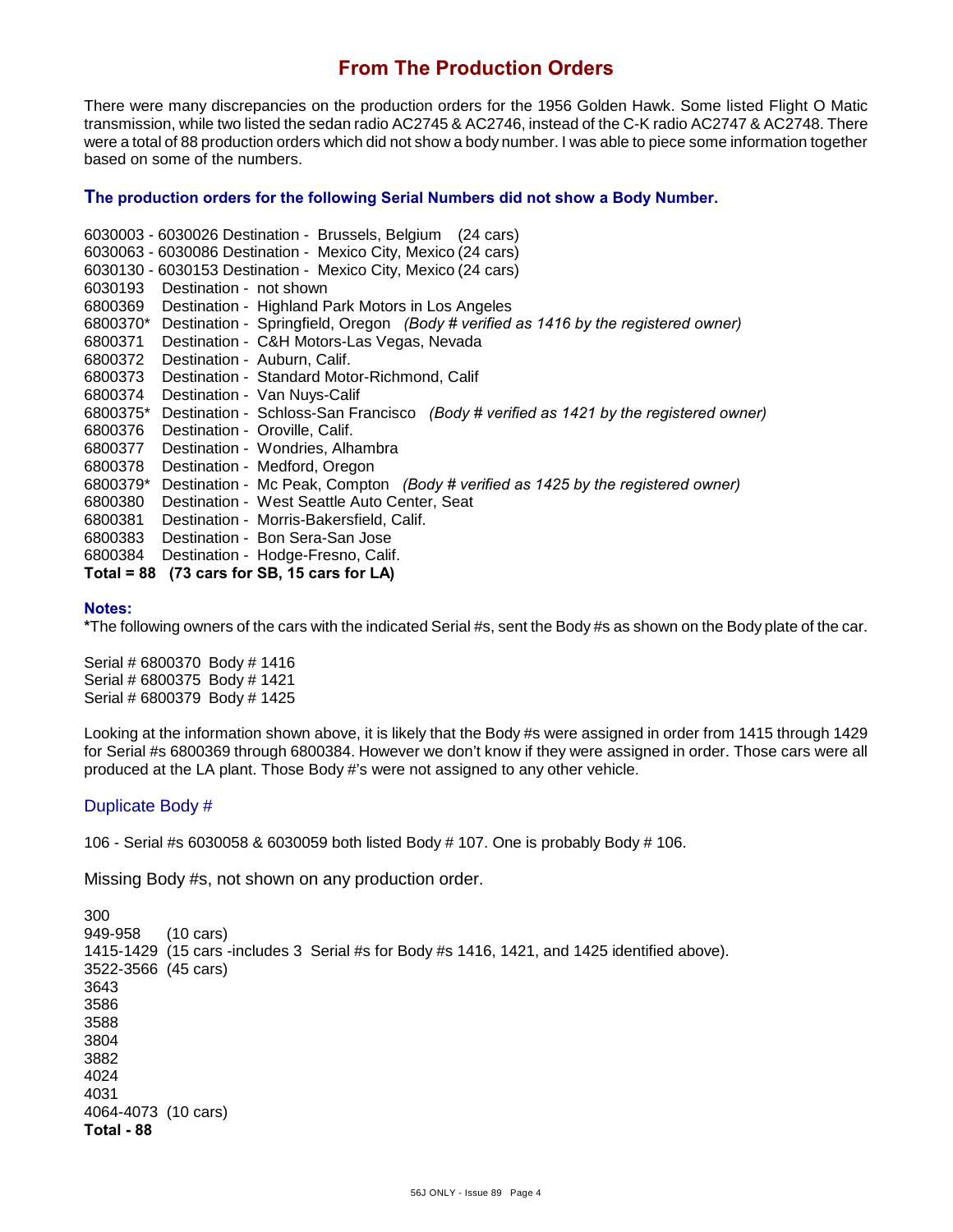## From The Production Orders

There were many discrepancies on the production orders for the 1956 Golden Hawk. Some listed Flight O Matic transmission, while two listed the sedan radio AC2745 & AC2746, instead of the C-K radio AC2747 & AC2748. There were a total of 88 production orders which did not show a body number. I was able to piece some information together based on some of the numbers.

### The production orders for the following Serial Numbers did not show a Body Number.

6030003 - 6030026 Destination - Brussels, Belgium (24 cars)
6030063 - 6030086 Destination - Mexico City, Mexico (24 cars)
6030130 - 6030153 Destination - Mexico City, Mexico (24 cars)
6030193 Destination - not shown
6800369 Destination - Highland Park Motors in Los Angeles
6800370* Destination - Springfield, Oregon *(Body # verified as 1416 by the registered owner)*
6800371 Destination - C&H Motors-Las Vegas, Nevada
6800372 Destination - Auburn, Calif.
6800373 Destination - Standard Motor-Richmond, Calif
6800374 Destination - Van Nuys-Calif
6800375* Destination - Schloss-San Francisco *(Body # verified as 1421 by the registered owner)*
6800376 Destination - Oroville, Calif.
6800377 Destination - Wondries, Alhambra
6800378 Destination - Medford, Oregon
6800379* Destination - Mc Peak, Compton *(Body # verified as 1425 by the registered owner)*
6800380 Destination - West Seattle Auto Center, Seat
6800381 Destination - Morris-Bakersfield, Calif.
6800383 Destination - Bon Sera-San Jose
6800384 Destination - Hodge-Fresno, Calif.
**Total = 88 (73 cars for SB, 15 cars for LA)**

**Notes:**
**\***The following owners of the cars with the indicated Serial #s, sent the Body #s as shown on the Body plate of the car.

Serial # 6800370 Body # 1416
Serial # 6800375 Body # 1421
Serial # 6800379 Body # 1425

Looking at the information shown above, it is likely that the Body #s were assigned in order from 1415 through 1429 for Serial #s 6800369 through 6800384. However we don't know if they were assigned in order. Those cars were all produced at the LA plant. Those Body #'s were not assigned to any other vehicle.

### Duplicate Body #

106 - Serial #s 6030058 & 6030059 both listed Body # 107. One is probably Body # 106.

Missing Body #s, not shown on any production order.

300
949-958 (10 cars)
1415-1429 (15 cars -includes 3 Serial #s for Body #s 1416, 1421, and 1425 identified above).
3522-3566 (45 cars)
3643
3586
3588
3804
3882
4024
4031
4064-4073 (10 cars)
**Total - 88**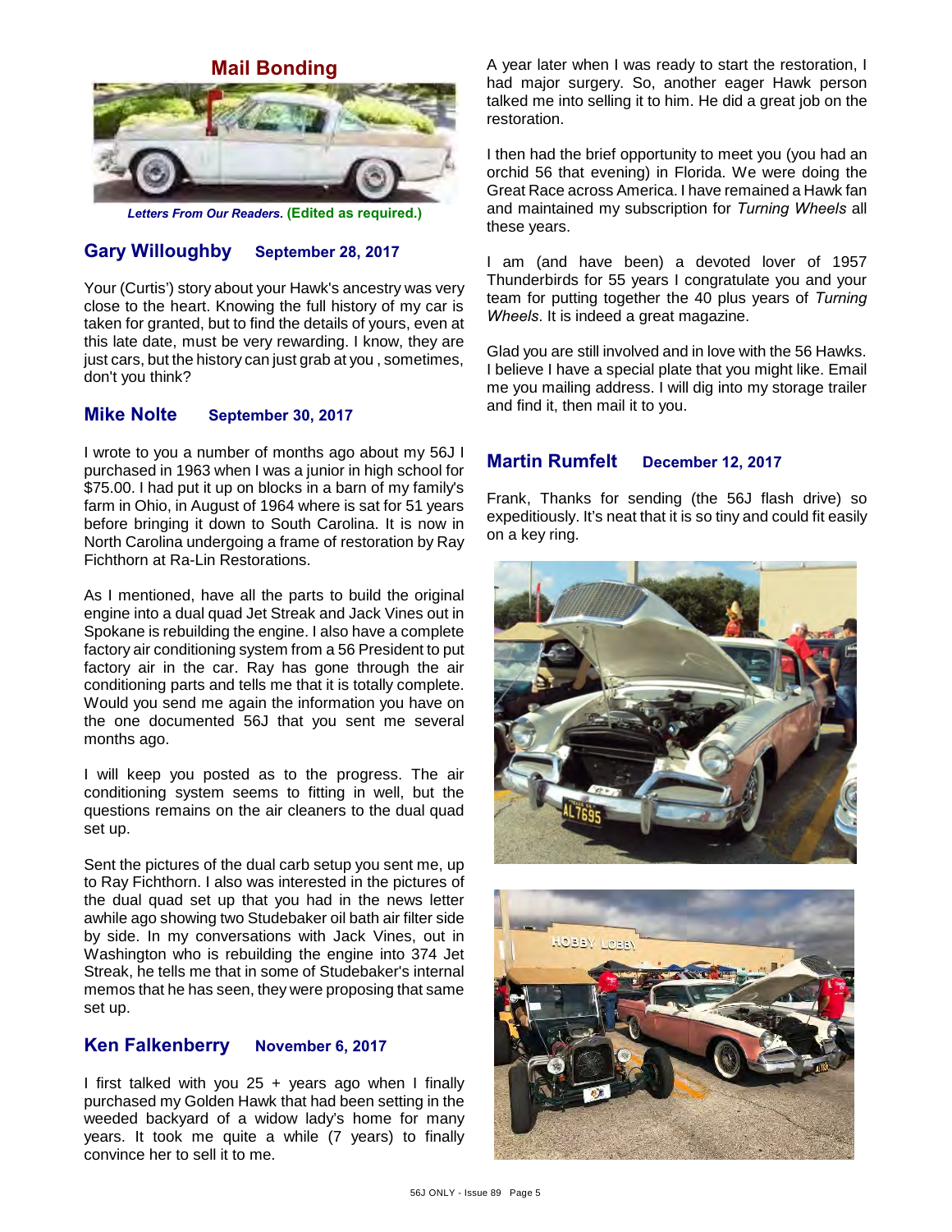## Mail Bonding

*Letters From Our Readers.* **(Edited as required.)**

### Gary Willoughby September 28, 2017

Your (Curtis') story about your Hawk's ancestry was very close to the heart. Knowing the full history of my car is taken for granted, but to find the details of yours, even at this late date, must be very rewarding. I know, they are just cars, but the history can just grab at you , sometimes, don't you think?

### Mike Nolte September 30, 2017

I wrote to you a number of months ago about my 56J I purchased in 1963 when I was a junior in high school for $75.00. I had put it up on blocks in a barn of my family's farm in Ohio, in August of 1964 where is sat for 51 years before bringing it down to South Carolina. It is now in North Carolina undergoing a frame of restoration by Ray Fichthorn at Ra-Lin Restorations.

As I mentioned, have all the parts to build the original engine into a dual quad Jet Streak and Jack Vines out in Spokane is rebuilding the engine. I also have a complete factory air conditioning system from a 56 President to put factory air in the car. Ray has gone through the air conditioning parts and tells me that it is totally complete. Would you send me again the information you have on the one documented 56J that you sent me several months ago.

I will keep you posted as to the progress. The air conditioning system seems to fitting in well, but the questions remains on the air cleaners to the dual quad set up.

Sent the pictures of the dual carb setup you sent me, up to Ray Fichthorn. I also was interested in the pictures of the dual quad set up that you had in the news letter awhile ago showing two Studebaker oil bath air filter side by side. In my conversations with Jack Vines, out in Washington who is rebuilding the engine into 374 Jet Streak, he tells me that in some of Studebaker's internal memos that he has seen, they were proposing that same set up.

### Ken Falkenberry November 6, 2017

I first talked with you 25 + years ago when I finally purchased my Golden Hawk that had been setting in the weeded backyard of a widow lady's home for many years. It took me quite a while (7 years) to finally convince her to sell it to me.

A year later when I was ready to start the restoration, I had major surgery. So, another eager Hawk person talked me into selling it to him. He did a great job on the restoration.

I then had the brief opportunity to meet you (you had an orchid 56 that evening) in Florida. We were doing the Great Race across America. I have remained a Hawk fan and maintained my subscription for *Turning Wheels* all these years.

I am (and have been) a devoted lover of 1957 Thunderbirds for 55 years I congratulate you and your team for putting together the 40 plus years of *Turning Wheels*. It is indeed a great magazine.

Glad you are still involved and in love with the 56 Hawks. I believe I have a special plate that you might like. Email me you mailing address. I will dig into my storage trailer and find it, then mail it to you.

### Martin Rumfelt December 12, 2017

Frank, Thanks for sending (the 56J flash drive) so expeditiously. It's neat that it is so tiny and could fit easily on a key ring.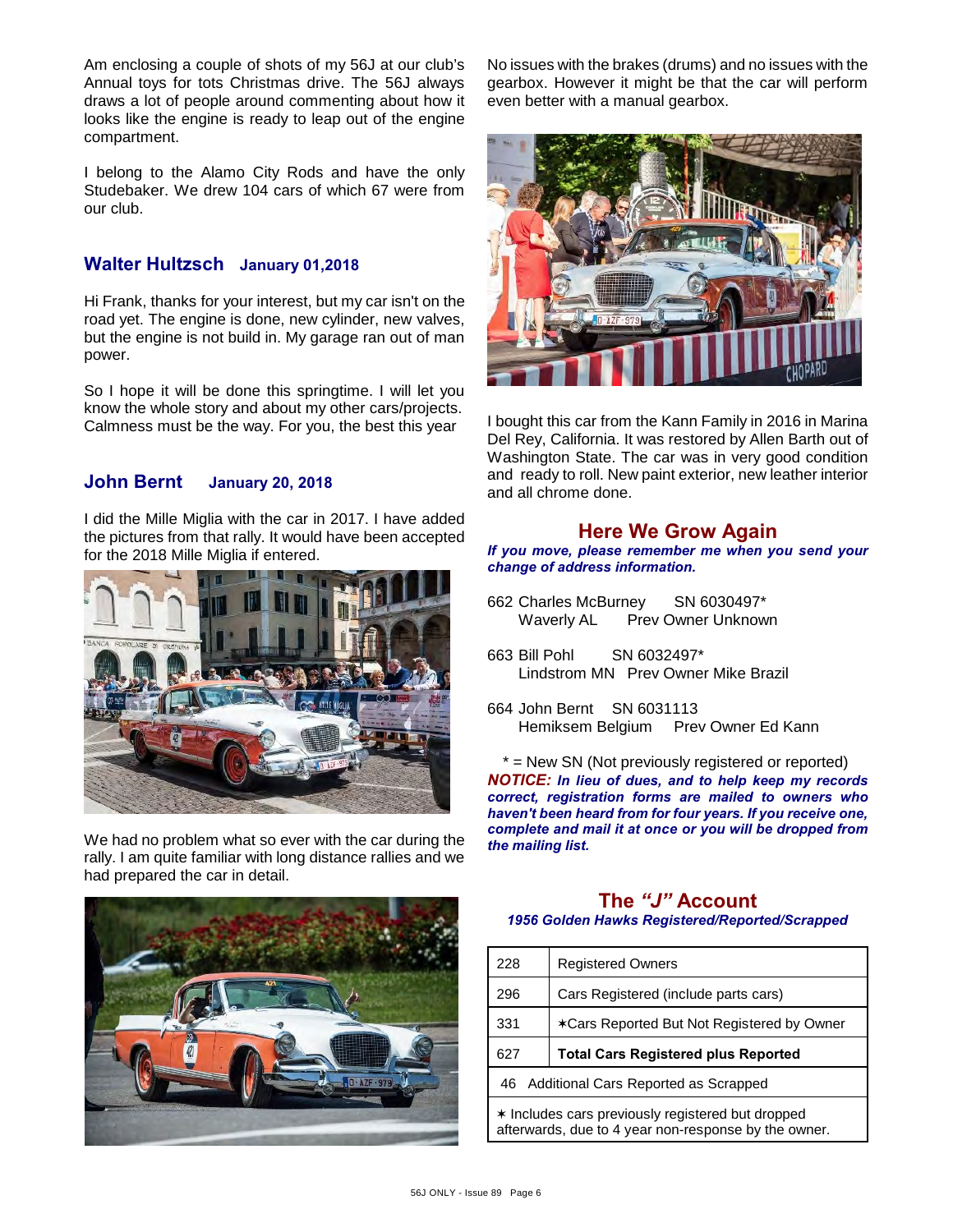Am enclosing a couple of shots of my 56J at our club's Annual toys for tots Christmas drive. The 56J always draws a lot of people around commenting about how it looks like the engine is ready to leap out of the engine compartment.

I belong to the Alamo City Rods and have the only Studebaker. We drew 104 cars of which 67 were from our club.

## Walter Hultzsch   January 01,2018

Hi Frank, thanks for your interest, but my car isn't on the road yet. The engine is done, new cylinder, new valves, but the engine is not build in. My garage ran out of man power.

So I hope it will be done this springtime. I will let you know the whole story and about my other cars/projects. Calmness must be the way. For you, the best this year

## John Bernt   January 20, 2018

I did the Mille Miglia with the car in 2017. I have added the pictures from that rally. It would have been accepted for the 2018 Mille Miglia if entered.

We had no problem what so ever with the car during the rally. I am quite familiar with long distance rallies and we had prepared the car in detail.

No issues with the brakes (drums) and no issues with the gearbox. However it might be that the car will perform even better with a manual gearbox.

I bought this car from the Kann Family in 2016 in Marina Del Rey, California. It was restored by Allen Barth out of Washington State. The car was in very good condition and ready to roll. New paint exterior, new leather interior and all chrome done.

## Here We Grow Again

***If you move, please remember me when you send your change of address information.***

662 Charles McBurney   SN 6030497*
  Waverly AL   Prev Owner Unknown

663 Bill Pohl   SN 6032497*
  Lindstrom MN   Prev Owner Mike Brazil

664 John Bernt   SN 6031113
  Hemiksem Belgium   Prev Owner Ed Kann

\* = New SN (Not previously registered or reported)

***NOTICE: In lieu of dues, and to help keep my records correct, registration forms are mailed to owners who haven't been heard from for four years. If you receive one, complete and mail it at once or you will be dropped from the mailing list.***

## The *"J"* Account

***1956 Golden Hawks Registered/Reported/Scrapped***

| | |
|---|---|
| 228 | Registered Owners |
| 296 | Cars Registered (include parts cars) |
| 331 | ✶Cars Reported But Not Registered by Owner |
| 627 | **Total Cars Registered plus Reported** |
| 46 Additional Cars Reported as Scrapped | |
| ✶ Includes cars previously registered but dropped afterwards, due to 4 year non-response by the owner. | |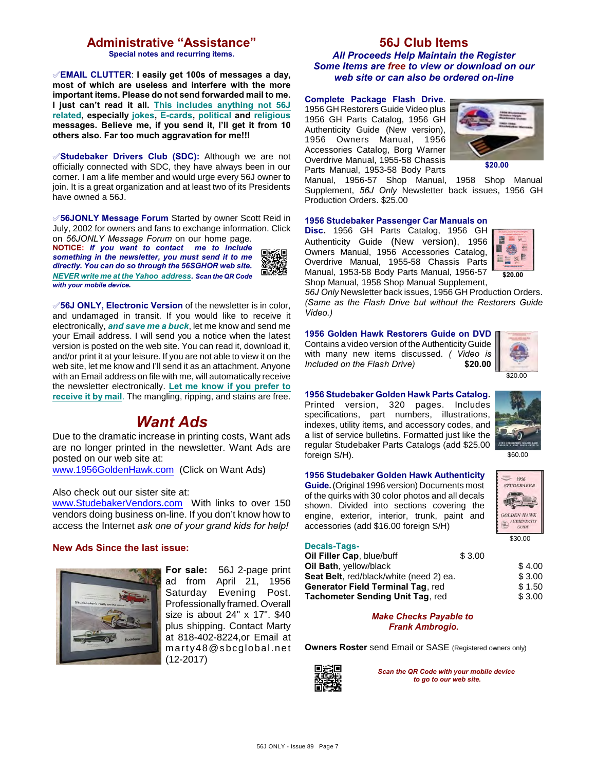## Administrative "Assistance"

**Special notes and recurring items.**

✐**EMAIL CLUTTER**: **I easily get 100s of messages a day, most of which are useless and interfere with the more important items. Please do not send forwarded mail to me. I just can't read it all. This includes anything not 56J related, especially jokes, E-cards, political and religious messages. Believe me, if you send it, I'll get it from 10 others also. Far too much aggravation for me!!!**

✐**Studebaker Drivers Club (SDC):** Although we are not officially connected with SDC, they have always been in our corner. I am a life member and would urge every 56J owner to join. It is a great organization and at least two of its Presidents have owned a 56J.

✐**56JONLY Message Forum** Started by owner Scott Reid in July, 2002 for owners and fans to exchange information. Click on *56JONLY Message Forum* on our home page.

**NOTICE:** ***If you want to contact me to include something in the newsletter, you must send it to me directly. You can do so through the 56SGHOR web site. NEVER write me at the Yahoo address. Scan the QR Code with your mobile device.***

✐**56J ONLY, Electronic Version** of the newsletter is in color, and undamaged in transit. If you would like to receive it electronically, ***and save me a buck***, let me know and send me your Email address. I will send you a notice when the latest version is posted on the web site. You can read it, download it, and/or print it at your leisure. If you are not able to view it on the web site, let me know and I'll send it as an attachment. Anyone with an Email address on file with me, will automatically receive the newsletter electronically. **Let me know if you prefer to receive it by mail**. The mangling, ripping, and stains are free.

## *Want Ads*

Due to the dramatic increase in printing costs, Want ads are no longer printed in the newsletter. Want Ads are posted on our web site at:
www.1956GoldenHawk.com (Click on Want Ads)

Also check out our sister site at:
www.StudebakerVendors.com With links to over 150 vendors doing business on-line. If you don't know how to access the Internet *ask one of your grand kids for help!*

**New Ads Since the last issue:**

**For sale:** 56J 2-page print ad from April 21, 1956 Saturday Evening Post. Professionally framed. Overall size is about 24" x 17". $40 plus shipping. Contact Marty at 818-402-8224,or Email at marty48@sbcglobal.net (12-2017)

## 56J Club Items

***All Proceeds Help Maintain the Register***
***Some Items are free to view or download on our web site or can also be ordered on-line***

**Complete Package Flash Drive**. 1956 GH Restorers Guide Video plus 1956 GH Parts Catalog, 1956 GH Authenticity Guide (New version), 1956 Owners Manual, 1956 Accessories Catalog, Borg Warner Overdrive Manual, 1955-58 Chassis Parts Manual, 1953-58 Body Parts Manual, 1956-57 Shop Manual, 1958 Shop Manual Supplement, *56J Only* Newsletter back issues, 1956 GH Production Orders. $25.00

**$20.00**

**1956 Studebaker Passenger Car Manuals on Disc.** 1956 GH Parts Catalog, 1956 GH Authenticity Guide (New version), 1956 Owners Manual, 1956 Accessories Catalog, Overdrive Manual, 1955-58 Chassis Parts Manual, 1953-58 Body Parts Manual, 1956-57 Shop Manual, 1958 Shop Manual Supplement, *56J Only* Newsletter back issues, 1956 GH Production Orders. *(Same as the Flash Drive but without the Restorers Guide Video.)*

**$20.00**

**1956 Golden Hawk Restorers Guide on DVD** Contains a video version of the Authenticity Guide with many new items discussed. *( Video is Included on the Flash Drive)* **$20.00**

$20.00

**1956 Studebaker Golden Hawk Parts Catalog.** Printed version, 320 pages. Includes specifications, part numbers, illustrations, indexes, utility items, and accessory codes, and a list of service bulletins. Formatted just like the regular Studebaker Parts Catalogs (add $25.00 foreign S/H).

$60.00

**1956 Studebaker Golden Hawk Authenticity Guide.** (Original 1996 version) Documents most of the quirks with 30 color photos and all decals shown. Divided into sections covering the engine, exterior, interior, trunk, paint and accessories (add $16.00 foreign S/H)

$30.00

**Decals-Tags-**

| Item | Price |
|---|---|
| **Oil Filler Cap**, blue/buff | $ 3.00 |
| **Oil Bath**, yellow/black | $ 4.00 |
| **Seat Belt**, red/black/white (need 2) ea. | $ 3.00 |
| **Generator Field Terminal Tag**, red | $ 1.50 |
| **Tachometer Sending Unit Tag**, red | $ 3.00 |

***Make Checks Payable to Frank Ambrogio.***

**Owners Roster** send Email or SASE (Registered owners only)

***Scan the QR Code with your mobile device to go to our web site.***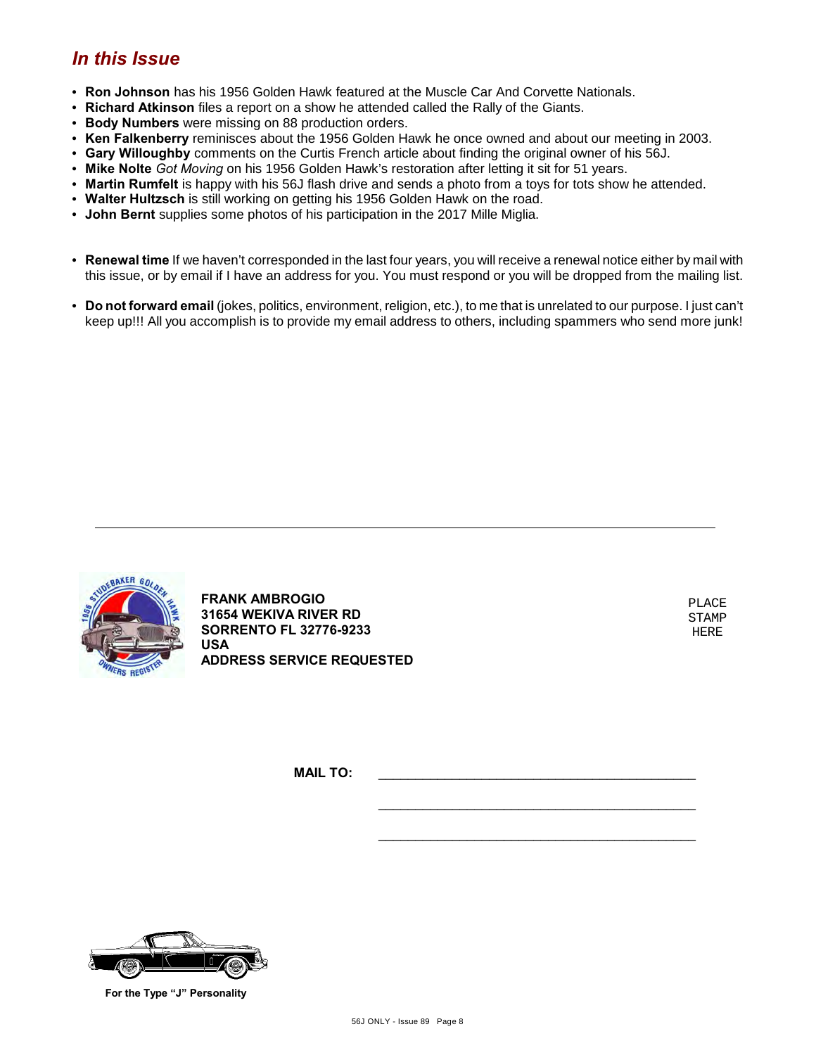## *In this Issue*

- **Ron Johnson** has his 1956 Golden Hawk featured at the Muscle Car And Corvette Nationals.
- **Richard Atkinson** files a report on a show he attended called the Rally of the Giants.
- **Body Numbers** were missing on 88 production orders.
- **Ken Falkenberry** reminisces about the 1956 Golden Hawk he once owned and about our meeting in 2003.
- **Gary Willoughby** comments on the Curtis French article about finding the original owner of his 56J.
- **Mike Nolte** *Got Moving* on his 1956 Golden Hawk's restoration after letting it sit for 51 years.
- **Martin Rumfelt** is happy with his 56J flash drive and sends a photo from a toys for tots show he attended.
- **Walter Hultzsch** is still working on getting his 1956 Golden Hawk on the road.
- **John Bernt** supplies some photos of his participation in the 2017 Mille Miglia.

- **Renewal time** If we haven't corresponded in the last four years, you will receive a renewal notice either by mail with this issue, or by email if I have an address for you. You must respond or you will be dropped from the mailing list.

- **Do not forward email** (jokes, politics, environment, religion, etc.), to me that is unrelated to our purpose. I just can't keep up!!! All you accomplish is to provide my email address to others, including spammers who send more junk!

---

**FRANK AMBROGIO**
**31654 WEKIVA RIVER RD**
**SORRENTO FL 32776-9233**
**USA**
**ADDRESS SERVICE REQUESTED**

PLACE
STAMP
HERE

**MAIL TO:** ____________________________________________

____________________________________________

____________________________________________

**For the Type "J" Personality**